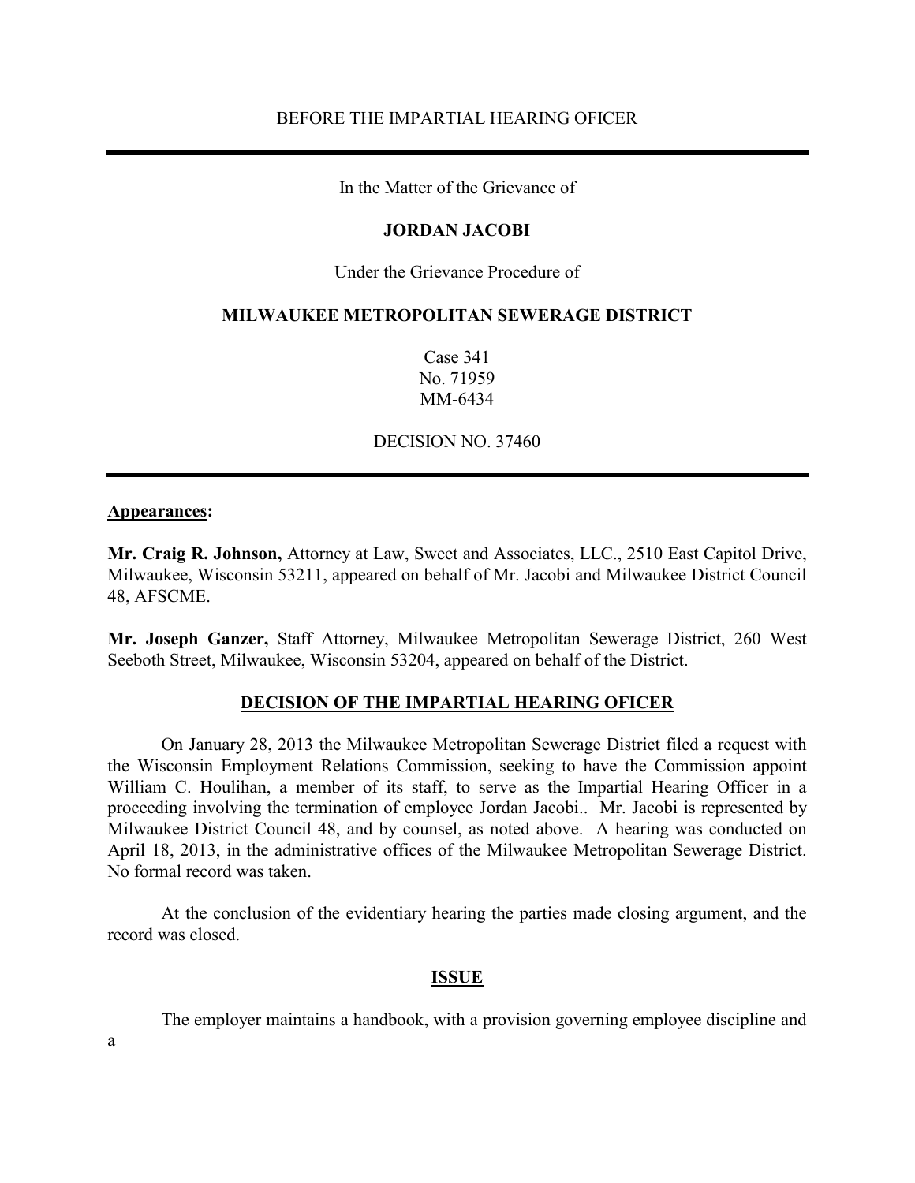BEFORE THE IMPARTIAL HEARING OFICER

---

In the Matter of the Grievance of

**JORDAN JACOBI**

Under the Grievance Procedure of

**MILWAUKEE METROPOLITAN SEWERAGE DISTRICT**

Case 341
No. 71959
MM-6434

DECISION NO. 37460

---

**Appearances:**

**Mr. Craig R. Johnson,** Attorney at Law, Sweet and Associates, LLC., 2510 East Capitol Drive, Milwaukee, Wisconsin 53211, appeared on behalf of Mr. Jacobi and Milwaukee District Council 48, AFSCME.

**Mr. Joseph Ganzer,** Staff Attorney, Milwaukee Metropolitan Sewerage District, 260 West Seeboth Street, Milwaukee, Wisconsin 53204, appeared on behalf of the District.

## DECISION OF THE IMPARTIAL HEARING OFICER

On January 28, 2013 the Milwaukee Metropolitan Sewerage District filed a request with the Wisconsin Employment Relations Commission, seeking to have the Commission appoint William C. Houlihan, a member of its staff, to serve as the Impartial Hearing Officer in a proceeding involving the termination of employee Jordan Jacobi.. Mr. Jacobi is represented by Milwaukee District Council 48, and by counsel, as noted above. A hearing was conducted on April 18, 2013, in the administrative offices of the Milwaukee Metropolitan Sewerage District. No formal record was taken.

At the conclusion of the evidentiary hearing the parties made closing argument, and the record was closed.

## ISSUE

The employer maintains a handbook, with a provision governing employee discipline and

a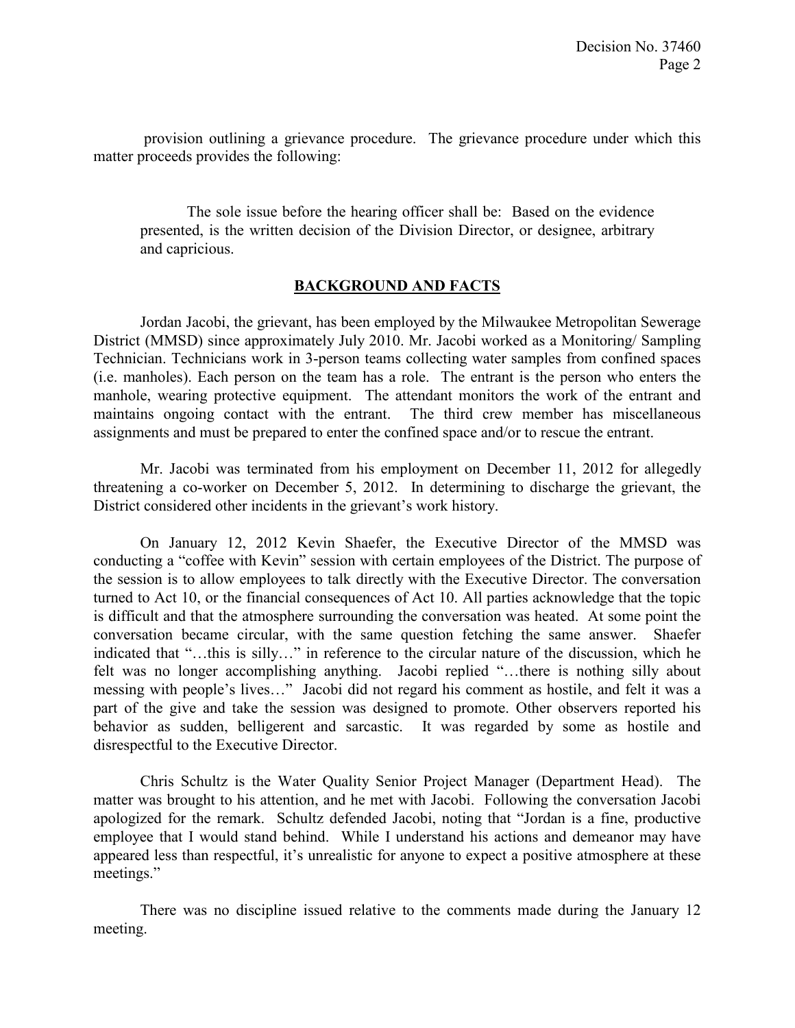provision outlining a grievance procedure. The grievance procedure under which this matter proceeds provides the following:

> The sole issue before the hearing officer shall be: Based on the evidence presented, is the written decision of the Division Director, or designee, arbitrary and capricious.

## BACKGROUND AND FACTS

Jordan Jacobi, the grievant, has been employed by the Milwaukee Metropolitan Sewerage District (MMSD) since approximately July 2010. Mr. Jacobi worked as a Monitoring/ Sampling Technician. Technicians work in 3-person teams collecting water samples from confined spaces (i.e. manholes). Each person on the team has a role. The entrant is the person who enters the manhole, wearing protective equipment. The attendant monitors the work of the entrant and maintains ongoing contact with the entrant. The third crew member has miscellaneous assignments and must be prepared to enter the confined space and/or to rescue the entrant.

Mr. Jacobi was terminated from his employment on December 11, 2012 for allegedly threatening a co-worker on December 5, 2012. In determining to discharge the grievant, the District considered other incidents in the grievant's work history.

On January 12, 2012 Kevin Shaefer, the Executive Director of the MMSD was conducting a "coffee with Kevin" session with certain employees of the District. The purpose of the session is to allow employees to talk directly with the Executive Director. The conversation turned to Act 10, or the financial consequences of Act 10. All parties acknowledge that the topic is difficult and that the atmosphere surrounding the conversation was heated. At some point the conversation became circular, with the same question fetching the same answer. Shaefer indicated that "…this is silly…" in reference to the circular nature of the discussion, which he felt was no longer accomplishing anything. Jacobi replied "…there is nothing silly about messing with people's lives…" Jacobi did not regard his comment as hostile, and felt it was a part of the give and take the session was designed to promote. Other observers reported his behavior as sudden, belligerent and sarcastic. It was regarded by some as hostile and disrespectful to the Executive Director.

Chris Schultz is the Water Quality Senior Project Manager (Department Head). The matter was brought to his attention, and he met with Jacobi. Following the conversation Jacobi apologized for the remark. Schultz defended Jacobi, noting that "Jordan is a fine, productive employee that I would stand behind. While I understand his actions and demeanor may have appeared less than respectful, it's unrealistic for anyone to expect a positive atmosphere at these meetings."

There was no discipline issued relative to the comments made during the January 12 meeting.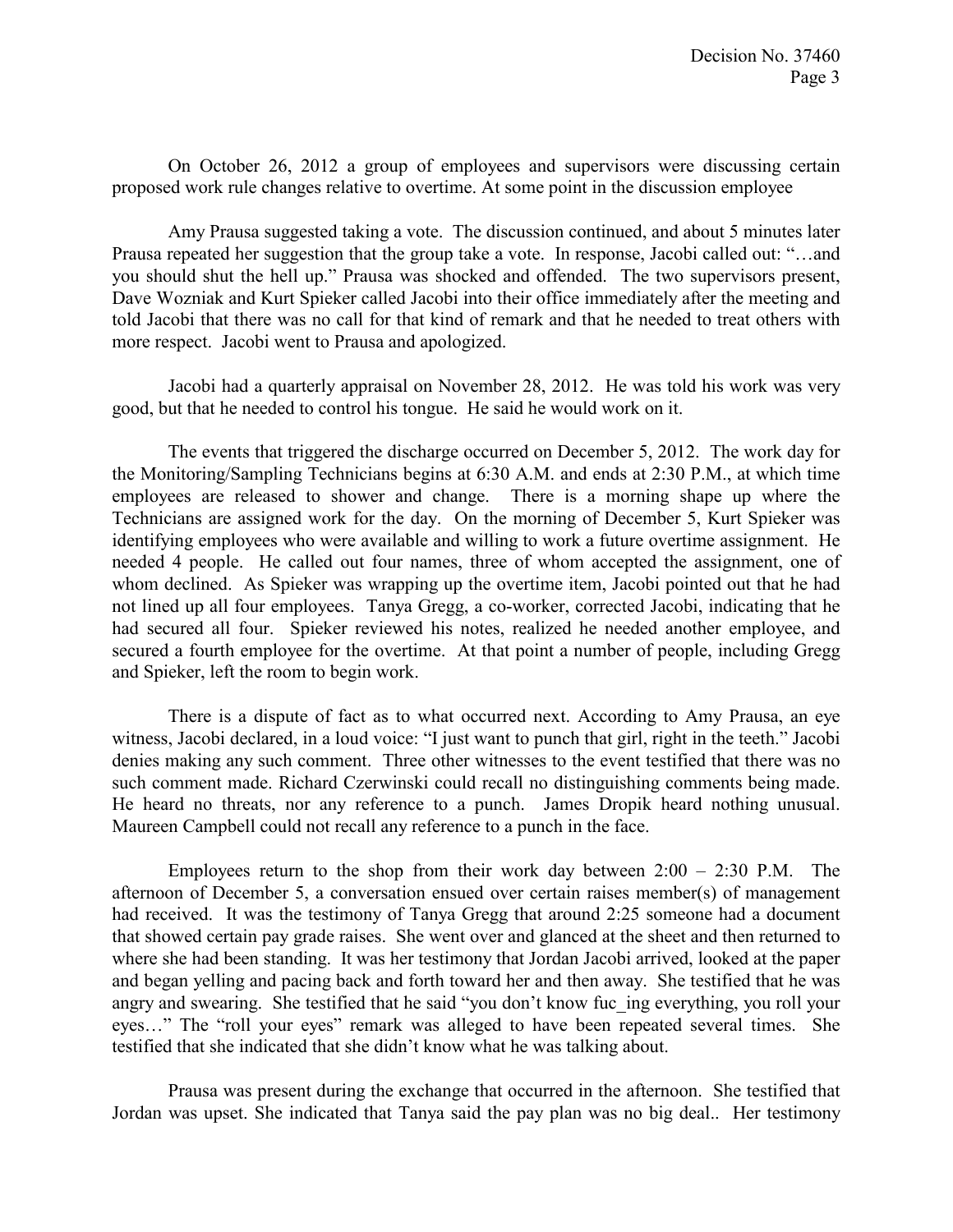On October 26, 2012 a group of employees and supervisors were discussing certain proposed work rule changes relative to overtime. At some point in the discussion employee

Amy Prausa suggested taking a vote. The discussion continued, and about 5 minutes later Prausa repeated her suggestion that the group take a vote. In response, Jacobi called out: "…and you should shut the hell up." Prausa was shocked and offended. The two supervisors present, Dave Wozniak and Kurt Spieker called Jacobi into their office immediately after the meeting and told Jacobi that there was no call for that kind of remark and that he needed to treat others with more respect. Jacobi went to Prausa and apologized.

Jacobi had a quarterly appraisal on November 28, 2012. He was told his work was very good, but that he needed to control his tongue. He said he would work on it.

The events that triggered the discharge occurred on December 5, 2012. The work day for the Monitoring/Sampling Technicians begins at 6:30 A.M. and ends at 2:30 P.M., at which time employees are released to shower and change. There is a morning shape up where the Technicians are assigned work for the day. On the morning of December 5, Kurt Spieker was identifying employees who were available and willing to work a future overtime assignment. He needed 4 people. He called out four names, three of whom accepted the assignment, one of whom declined. As Spieker was wrapping up the overtime item, Jacobi pointed out that he had not lined up all four employees. Tanya Gregg, a co-worker, corrected Jacobi, indicating that he had secured all four. Spieker reviewed his notes, realized he needed another employee, and secured a fourth employee for the overtime. At that point a number of people, including Gregg and Spieker, left the room to begin work.

There is a dispute of fact as to what occurred next. According to Amy Prausa, an eye witness, Jacobi declared, in a loud voice: "I just want to punch that girl, right in the teeth." Jacobi denies making any such comment. Three other witnesses to the event testified that there was no such comment made. Richard Czerwinski could recall no distinguishing comments being made. He heard no threats, nor any reference to a punch. James Dropik heard nothing unusual. Maureen Campbell could not recall any reference to a punch in the face.

Employees return to the shop from their work day between 2:00 – 2:30 P.M. The afternoon of December 5, a conversation ensued over certain raises member(s) of management had received. It was the testimony of Tanya Gregg that around 2:25 someone had a document that showed certain pay grade raises. She went over and glanced at the sheet and then returned to where she had been standing. It was her testimony that Jordan Jacobi arrived, looked at the paper and began yelling and pacing back and forth toward her and then away. She testified that he was angry and swearing. She testified that he said "you don't know fuc_ing everything, you roll your eyes…" The "roll your eyes" remark was alleged to have been repeated several times. She testified that she indicated that she didn't know what he was talking about.

Prausa was present during the exchange that occurred in the afternoon. She testified that Jordan was upset. She indicated that Tanya said the pay plan was no big deal.. Her testimony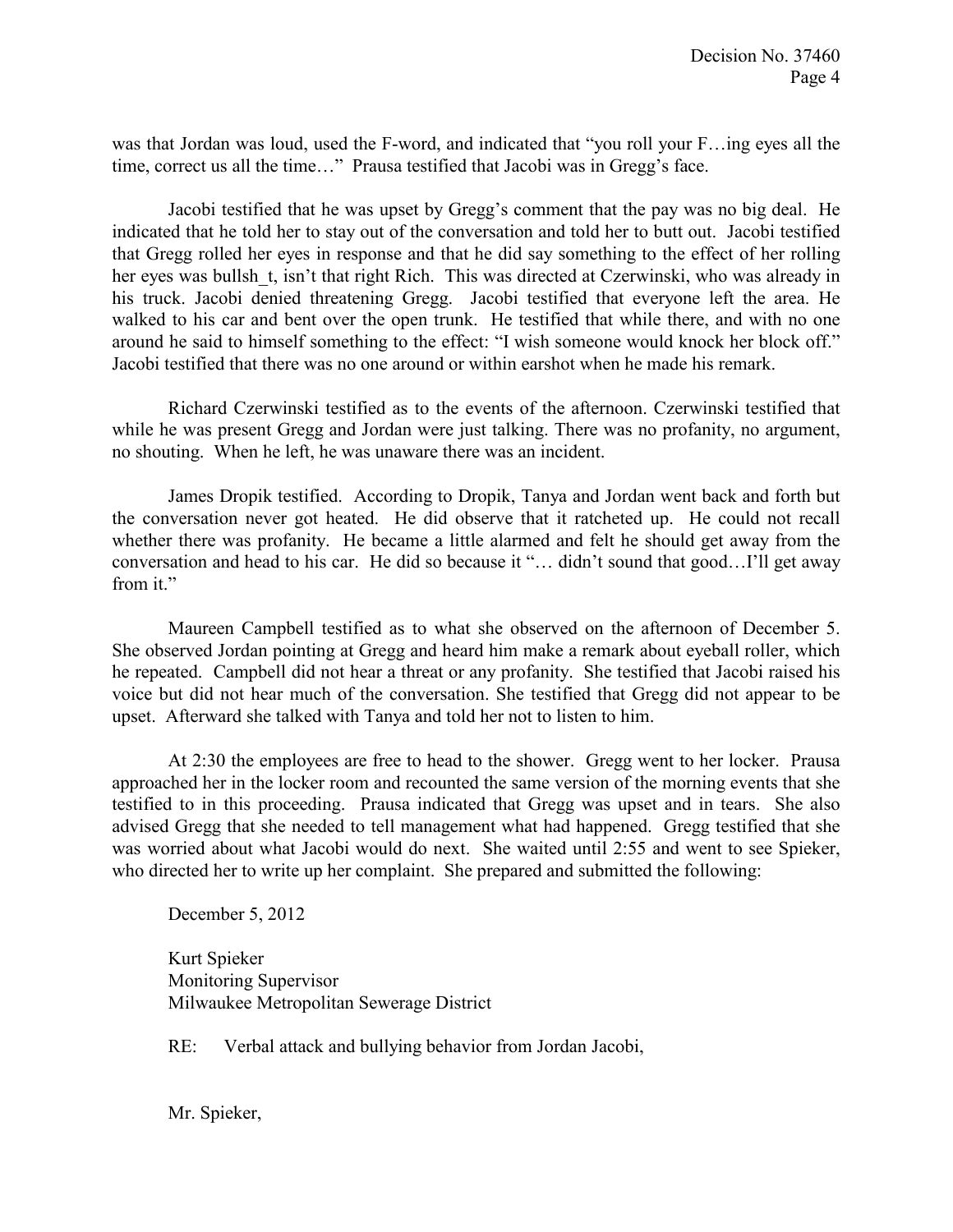was that Jordan was loud, used the F-word, and indicated that "you roll your F…ing eyes all the time, correct us all the time…" Prausa testified that Jacobi was in Gregg's face.

Jacobi testified that he was upset by Gregg's comment that the pay was no big deal. He indicated that he told her to stay out of the conversation and told her to butt out. Jacobi testified that Gregg rolled her eyes in response and that he did say something to the effect of her rolling her eyes was bullsh_t, isn't that right Rich. This was directed at Czerwinski, who was already in his truck. Jacobi denied threatening Gregg. Jacobi testified that everyone left the area. He walked to his car and bent over the open trunk. He testified that while there, and with no one around he said to himself something to the effect: "I wish someone would knock her block off." Jacobi testified that there was no one around or within earshot when he made his remark.

Richard Czerwinski testified as to the events of the afternoon. Czerwinski testified that while he was present Gregg and Jordan were just talking. There was no profanity, no argument, no shouting. When he left, he was unaware there was an incident.

James Dropik testified. According to Dropik, Tanya and Jordan went back and forth but the conversation never got heated. He did observe that it ratcheted up. He could not recall whether there was profanity. He became a little alarmed and felt he should get away from the conversation and head to his car. He did so because it "… didn't sound that good…I'll get away from it."

Maureen Campbell testified as to what she observed on the afternoon of December 5. She observed Jordan pointing at Gregg and heard him make a remark about eyeball roller, which he repeated. Campbell did not hear a threat or any profanity. She testified that Jacobi raised his voice but did not hear much of the conversation. She testified that Gregg did not appear to be upset. Afterward she talked with Tanya and told her not to listen to him.

At 2:30 the employees are free to head to the shower. Gregg went to her locker. Prausa approached her in the locker room and recounted the same version of the morning events that she testified to in this proceeding. Prausa indicated that Gregg was upset and in tears. She also advised Gregg that she needed to tell management what had happened. Gregg testified that she was worried about what Jacobi would do next. She waited until 2:55 and went to see Spieker, who directed her to write up her complaint. She prepared and submitted the following:

> December 5, 2012
>
> Kurt Spieker
> Monitoring Supervisor
> Milwaukee Metropolitan Sewerage District
>
> RE: Verbal attack and bullying behavior from Jordan Jacobi,
>
> Mr. Spieker,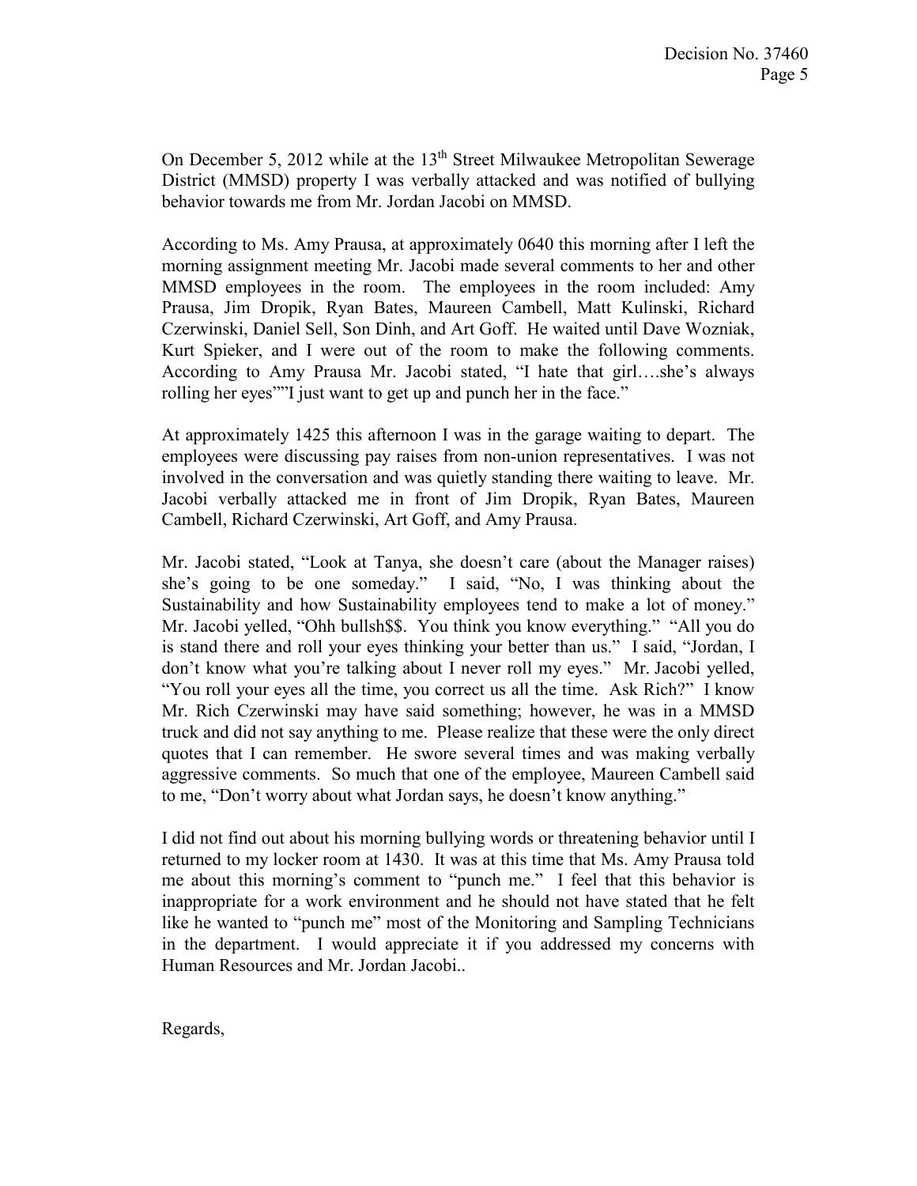On December 5, 2012 while at the 13th Street Milwaukee Metropolitan Sewerage District (MMSD) property I was verbally attacked and was notified of bullying behavior towards me from Mr. Jordan Jacobi on MMSD.

According to Ms. Amy Prausa, at approximately 0640 this morning after I left the morning assignment meeting Mr. Jacobi made several comments to her and other MMSD employees in the room. The employees in the room included: Amy Prausa, Jim Dropik, Ryan Bates, Maureen Cambell, Matt Kulinski, Richard Czerwinski, Daniel Sell, Son Dinh, and Art Goff. He waited until Dave Wozniak, Kurt Spieker, and I were out of the room to make the following comments. According to Amy Prausa Mr. Jacobi stated, "I hate that girl….she's always rolling her eyes""I just want to get up and punch her in the face."

At approximately 1425 this afternoon I was in the garage waiting to depart. The employees were discussing pay raises from non-union representatives. I was not involved in the conversation and was quietly standing there waiting to leave. Mr. Jacobi verbally attacked me in front of Jim Dropik, Ryan Bates, Maureen Cambell, Richard Czerwinski, Art Goff, and Amy Prausa.

Mr. Jacobi stated, "Look at Tanya, she doesn't care (about the Manager raises) she's going to be one someday." I said, "No, I was thinking about the Sustainability and how Sustainability employees tend to make a lot of money." Mr. Jacobi yelled, "Ohh bullsh$$. You think you know everything." "All you do is stand there and roll your eyes thinking your better than us." I said, "Jordan, I don't know what you're talking about I never roll my eyes." Mr. Jacobi yelled, "You roll your eyes all the time, you correct us all the time. Ask Rich?" I know Mr. Rich Czerwinski may have said something; however, he was in a MMSD truck and did not say anything to me. Please realize that these were the only direct quotes that I can remember. He swore several times and was making verbally aggressive comments. So much that one of the employee, Maureen Cambell said to me, "Don't worry about what Jordan says, he doesn't know anything."

I did not find out about his morning bullying words or threatening behavior until I returned to my locker room at 1430. It was at this time that Ms. Amy Prausa told me about this morning's comment to "punch me." I feel that this behavior is inappropriate for a work environment and he should not have stated that he felt like he wanted to "punch me" most of the Monitoring and Sampling Technicians in the department. I would appreciate it if you addressed my concerns with Human Resources and Mr. Jordan Jacobi..

Regards,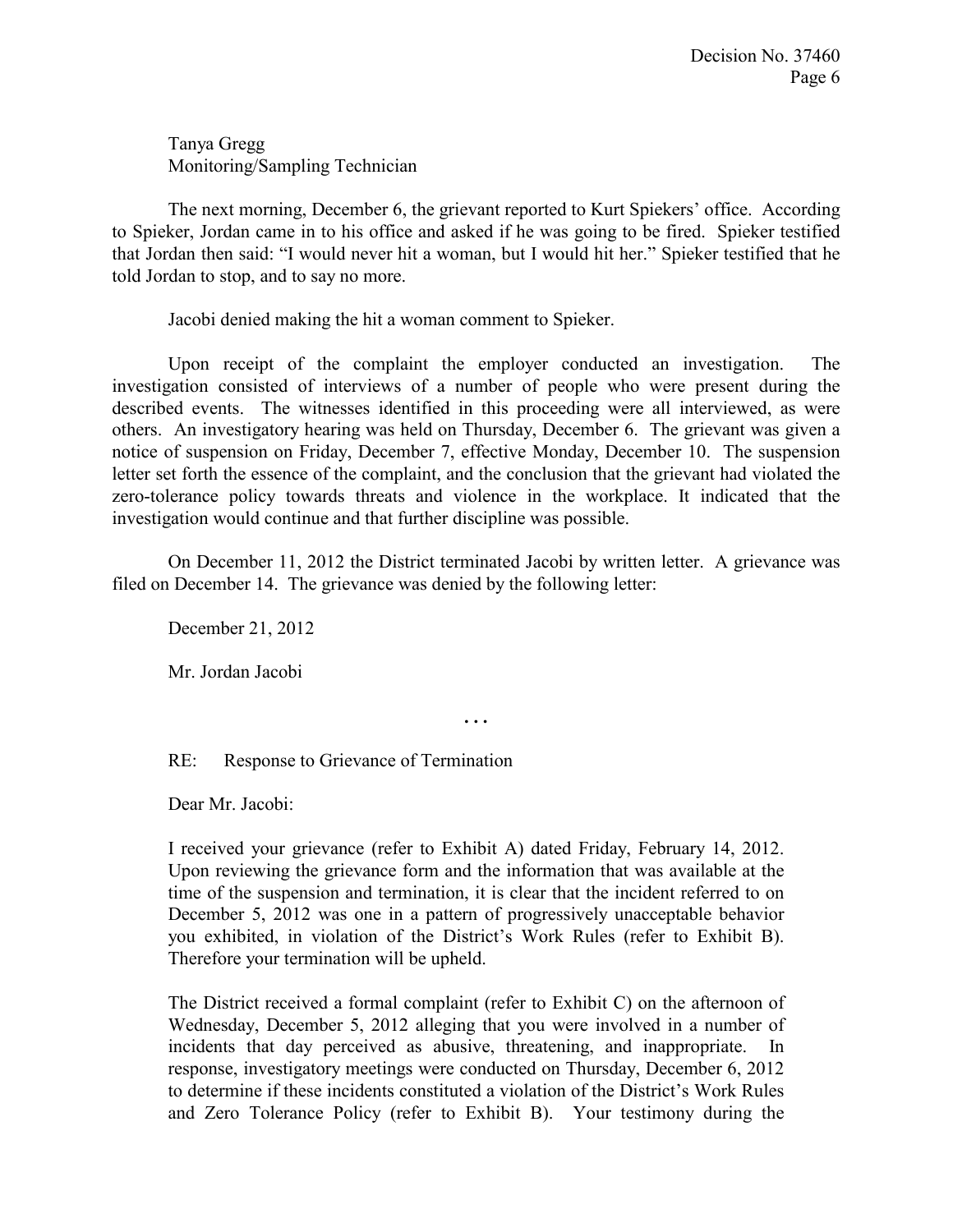Tanya Gregg
Monitoring/Sampling Technician

The next morning, December 6, the grievant reported to Kurt Spiekers' office. According to Spieker, Jordan came in to his office and asked if he was going to be fired. Spieker testified that Jordan then said: "I would never hit a woman, but I would hit her." Spieker testified that he told Jordan to stop, and to say no more.

Jacobi denied making the hit a woman comment to Spieker.

Upon receipt of the complaint the employer conducted an investigation. The investigation consisted of interviews of a number of people who were present during the described events. The witnesses identified in this proceeding were all interviewed, as were others. An investigatory hearing was held on Thursday, December 6. The grievant was given a notice of suspension on Friday, December 7, effective Monday, December 10. The suspension letter set forth the essence of the complaint, and the conclusion that the grievant had violated the zero-tolerance policy towards threats and violence in the workplace. It indicated that the investigation would continue and that further discipline was possible.

On December 11, 2012 the District terminated Jacobi by written letter. A grievance was filed on December 14. The grievance was denied by the following letter:

> December 21, 2012
>
> Mr. Jordan Jacobi
>
> . . .
>
> RE: Response to Grievance of Termination
>
> Dear Mr. Jacobi:
>
> I received your grievance (refer to Exhibit A) dated Friday, February 14, 2012. Upon reviewing the grievance form and the information that was available at the time of the suspension and termination, it is clear that the incident referred to on December 5, 2012 was one in a pattern of progressively unacceptable behavior you exhibited, in violation of the District's Work Rules (refer to Exhibit B). Therefore your termination will be upheld.
>
> The District received a formal complaint (refer to Exhibit C) on the afternoon of Wednesday, December 5, 2012 alleging that you were involved in a number of incidents that day perceived as abusive, threatening, and inappropriate. In response, investigatory meetings were conducted on Thursday, December 6, 2012 to determine if these incidents constituted a violation of the District's Work Rules and Zero Tolerance Policy (refer to Exhibit B). Your testimony during the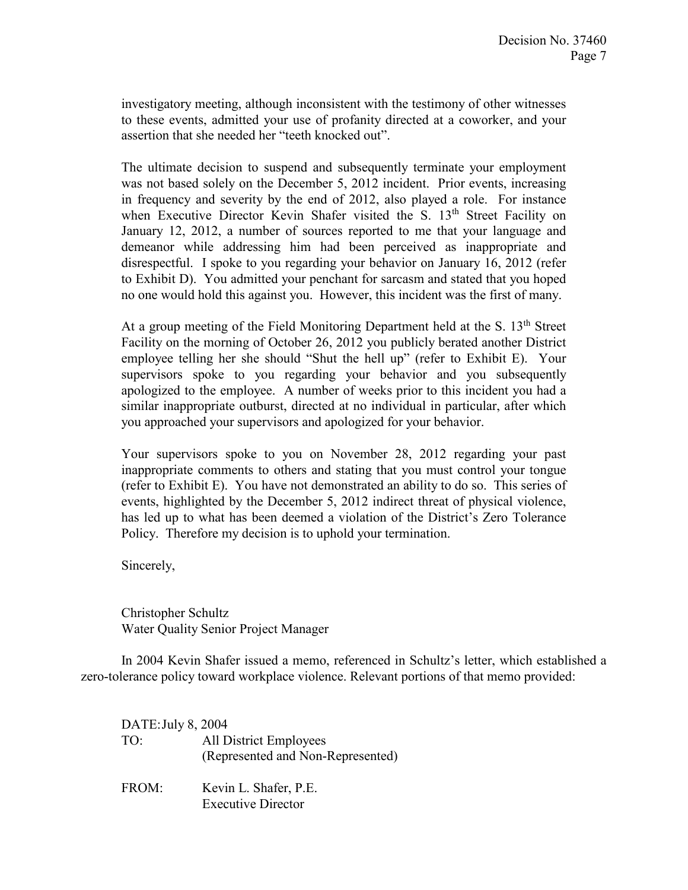investigatory meeting, although inconsistent with the testimony of other witnesses to these events, admitted your use of profanity directed at a coworker, and your assertion that she needed her "teeth knocked out".

The ultimate decision to suspend and subsequently terminate your employment was not based solely on the December 5, 2012 incident. Prior events, increasing in frequency and severity by the end of 2012, also played a role. For instance when Executive Director Kevin Shafer visited the S. 13th Street Facility on January 12, 2012, a number of sources reported to me that your language and demeanor while addressing him had been perceived as inappropriate and disrespectful. I spoke to you regarding your behavior on January 16, 2012 (refer to Exhibit D). You admitted your penchant for sarcasm and stated that you hoped no one would hold this against you. However, this incident was the first of many.

At a group meeting of the Field Monitoring Department held at the S. 13th Street Facility on the morning of October 26, 2012 you publicly berated another District employee telling her she should "Shut the hell up" (refer to Exhibit E). Your supervisors spoke to you regarding your behavior and you subsequently apologized to the employee. A number of weeks prior to this incident you had a similar inappropriate outburst, directed at no individual in particular, after which you approached your supervisors and apologized for your behavior.

Your supervisors spoke to you on November 28, 2012 regarding your past inappropriate comments to others and stating that you must control your tongue (refer to Exhibit E). You have not demonstrated an ability to do so. This series of events, highlighted by the December 5, 2012 indirect threat of physical violence, has led up to what has been deemed a violation of the District's Zero Tolerance Policy. Therefore my decision is to uphold your termination.

Sincerely,

Christopher Schultz
Water Quality Senior Project Manager

In 2004 Kevin Shafer issued a memo, referenced in Schultz's letter, which established a zero-tolerance policy toward workplace violence. Relevant portions of that memo provided:

DATE: July 8, 2004

TO: All District Employees
(Represented and Non-Represented)

FROM: Kevin L. Shafer, P.E.
Executive Director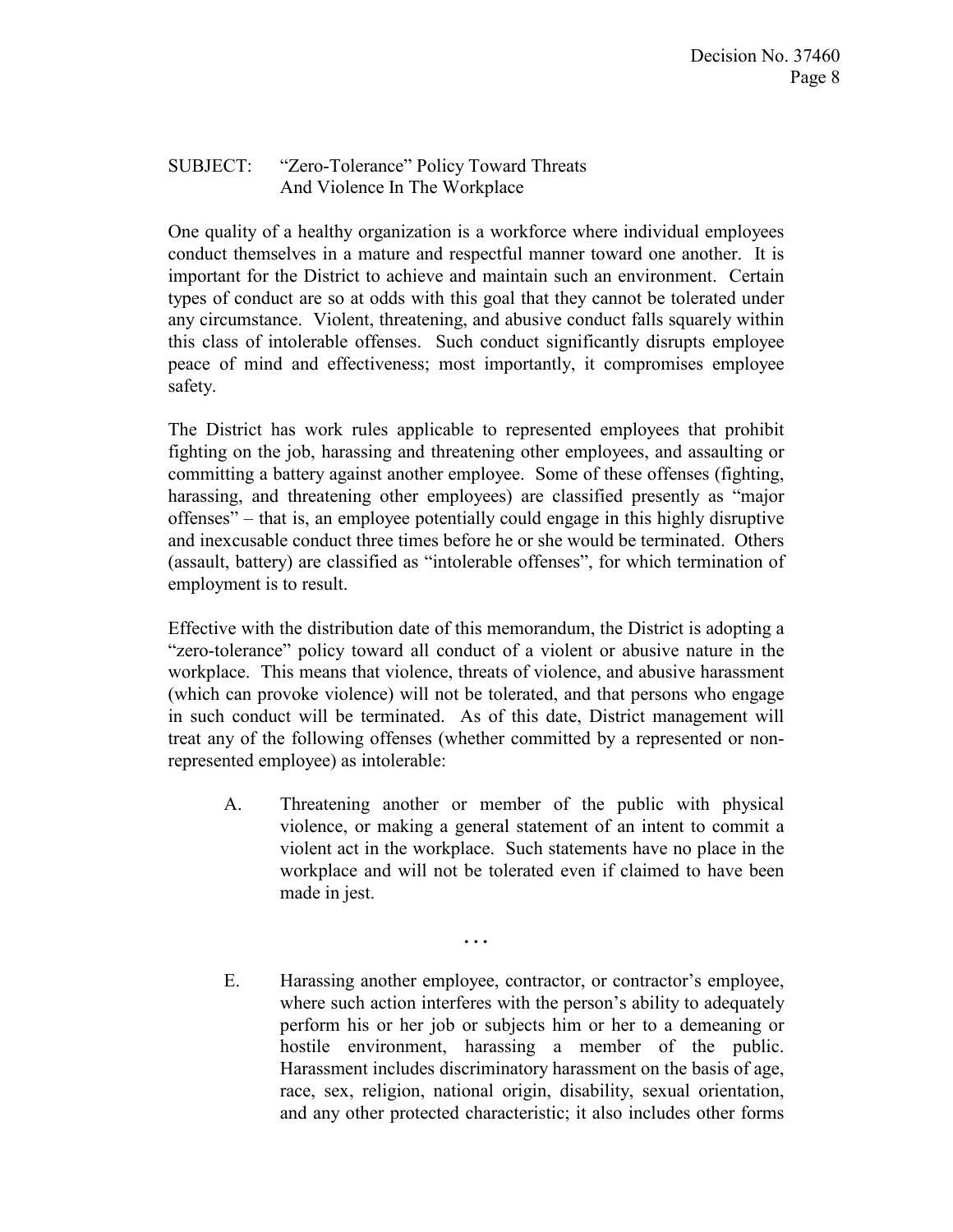SUBJECT: "Zero-Tolerance" Policy Toward Threats And Violence In The Workplace

One quality of a healthy organization is a workforce where individual employees conduct themselves in a mature and respectful manner toward one another. It is important for the District to achieve and maintain such an environment. Certain types of conduct are so at odds with this goal that they cannot be tolerated under any circumstance. Violent, threatening, and abusive conduct falls squarely within this class of intolerable offenses. Such conduct significantly disrupts employee peace of mind and effectiveness; most importantly, it compromises employee safety.

The District has work rules applicable to represented employees that prohibit fighting on the job, harassing and threatening other employees, and assaulting or committing a battery against another employee. Some of these offenses (fighting, harassing, and threatening other employees) are classified presently as "major offenses" – that is, an employee potentially could engage in this highly disruptive and inexcusable conduct three times before he or she would be terminated. Others (assault, battery) are classified as "intolerable offenses", for which termination of employment is to result.

Effective with the distribution date of this memorandum, the District is adopting a "zero-tolerance" policy toward all conduct of a violent or abusive nature in the workplace. This means that violence, threats of violence, and abusive harassment (which can provoke violence) will not be tolerated, and that persons who engage in such conduct will be terminated. As of this date, District management will treat any of the following offenses (whether committed by a represented or non-represented employee) as intolerable:

A. Threatening another or member of the public with physical violence, or making a general statement of an intent to commit a violent act in the workplace. Such statements have no place in the workplace and will not be tolerated even if claimed to have been made in jest.

. . .

E. Harassing another employee, contractor, or contractor's employee, where such action interferes with the person's ability to adequately perform his or her job or subjects him or her to a demeaning or hostile environment, harassing a member of the public. Harassment includes discriminatory harassment on the basis of age, race, sex, religion, national origin, disability, sexual orientation, and any other protected characteristic; it also includes other forms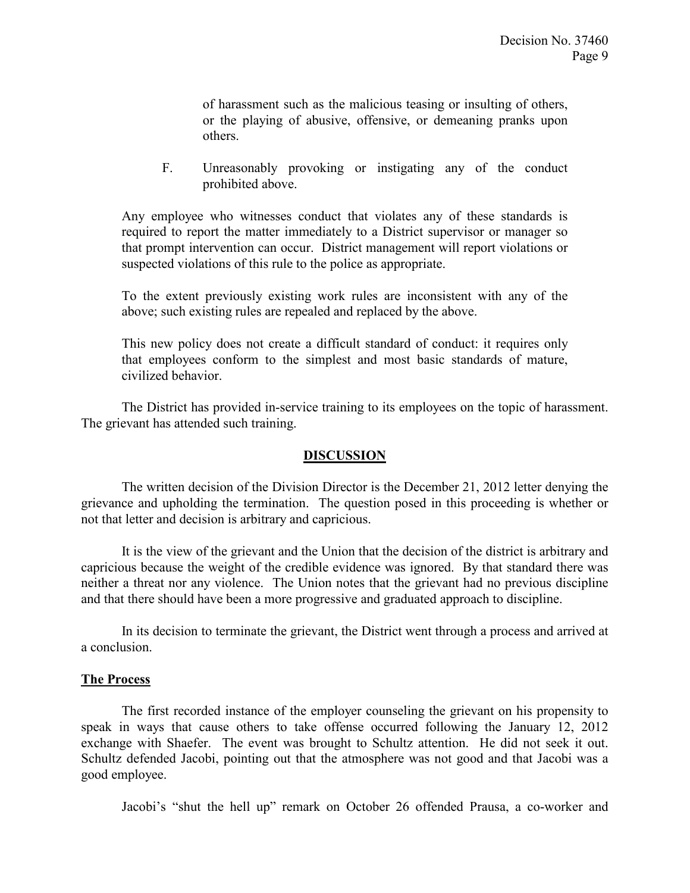of harassment such as the malicious teasing or insulting of others, or the playing of abusive, offensive, or demeaning pranks upon others.

F. Unreasonably provoking or instigating any of the conduct prohibited above.

Any employee who witnesses conduct that violates any of these standards is required to report the matter immediately to a District supervisor or manager so that prompt intervention can occur. District management will report violations or suspected violations of this rule to the police as appropriate.

To the extent previously existing work rules are inconsistent with any of the above; such existing rules are repealed and replaced by the above.

This new policy does not create a difficult standard of conduct: it requires only that employees conform to the simplest and most basic standards of mature, civilized behavior.

The District has provided in-service training to its employees on the topic of harassment. The grievant has attended such training.

## DISCUSSION

The written decision of the Division Director is the December 21, 2012 letter denying the grievance and upholding the termination. The question posed in this proceeding is whether or not that letter and decision is arbitrary and capricious.

It is the view of the grievant and the Union that the decision of the district is arbitrary and capricious because the weight of the credible evidence was ignored. By that standard there was neither a threat nor any violence. The Union notes that the grievant had no previous discipline and that there should have been a more progressive and graduated approach to discipline.

In its decision to terminate the grievant, the District went through a process and arrived at a conclusion.

### The Process

The first recorded instance of the employer counseling the grievant on his propensity to speak in ways that cause others to take offense occurred following the January 12, 2012 exchange with Shaefer. The event was brought to Schultz attention. He did not seek it out. Schultz defended Jacobi, pointing out that the atmosphere was not good and that Jacobi was a good employee.

Jacobi's "shut the hell up" remark on October 26 offended Prausa, a co-worker and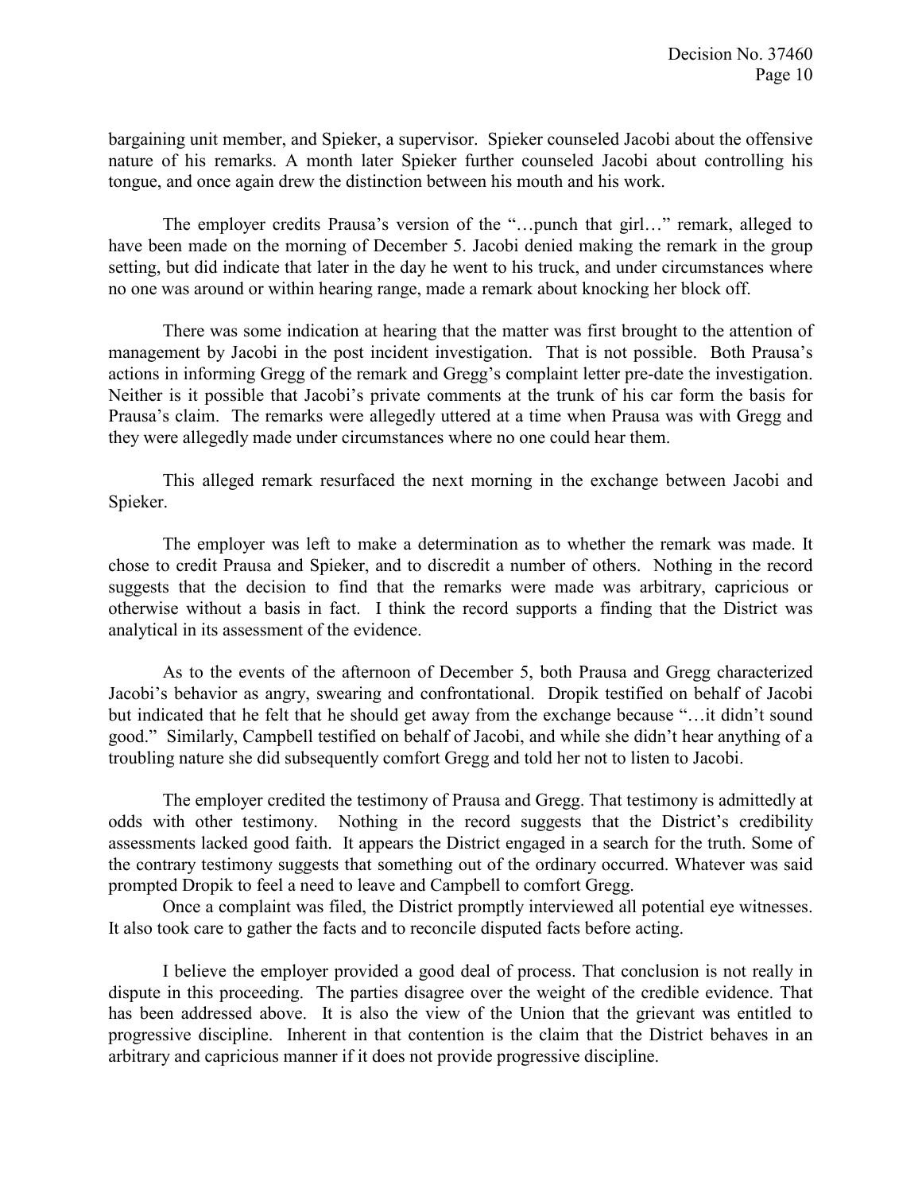bargaining unit member, and Spieker, a supervisor. Spieker counseled Jacobi about the offensive nature of his remarks. A month later Spieker further counseled Jacobi about controlling his tongue, and once again drew the distinction between his mouth and his work.

The employer credits Prausa's version of the "…punch that girl…" remark, alleged to have been made on the morning of December 5. Jacobi denied making the remark in the group setting, but did indicate that later in the day he went to his truck, and under circumstances where no one was around or within hearing range, made a remark about knocking her block off.

There was some indication at hearing that the matter was first brought to the attention of management by Jacobi in the post incident investigation. That is not possible. Both Prausa's actions in informing Gregg of the remark and Gregg's complaint letter pre-date the investigation. Neither is it possible that Jacobi's private comments at the trunk of his car form the basis for Prausa's claim. The remarks were allegedly uttered at a time when Prausa was with Gregg and they were allegedly made under circumstances where no one could hear them.

This alleged remark resurfaced the next morning in the exchange between Jacobi and Spieker.

The employer was left to make a determination as to whether the remark was made. It chose to credit Prausa and Spieker, and to discredit a number of others. Nothing in the record suggests that the decision to find that the remarks were made was arbitrary, capricious or otherwise without a basis in fact. I think the record supports a finding that the District was analytical in its assessment of the evidence.

As to the events of the afternoon of December 5, both Prausa and Gregg characterized Jacobi's behavior as angry, swearing and confrontational. Dropik testified on behalf of Jacobi but indicated that he felt that he should get away from the exchange because "…it didn't sound good." Similarly, Campbell testified on behalf of Jacobi, and while she didn't hear anything of a troubling nature she did subsequently comfort Gregg and told her not to listen to Jacobi.

The employer credited the testimony of Prausa and Gregg. That testimony is admittedly at odds with other testimony. Nothing in the record suggests that the District's credibility assessments lacked good faith. It appears the District engaged in a search for the truth. Some of the contrary testimony suggests that something out of the ordinary occurred. Whatever was said prompted Dropik to feel a need to leave and Campbell to comfort Gregg.

Once a complaint was filed, the District promptly interviewed all potential eye witnesses. It also took care to gather the facts and to reconcile disputed facts before acting.

I believe the employer provided a good deal of process. That conclusion is not really in dispute in this proceeding. The parties disagree over the weight of the credible evidence. That has been addressed above. It is also the view of the Union that the grievant was entitled to progressive discipline. Inherent in that contention is the claim that the District behaves in an arbitrary and capricious manner if it does not provide progressive discipline.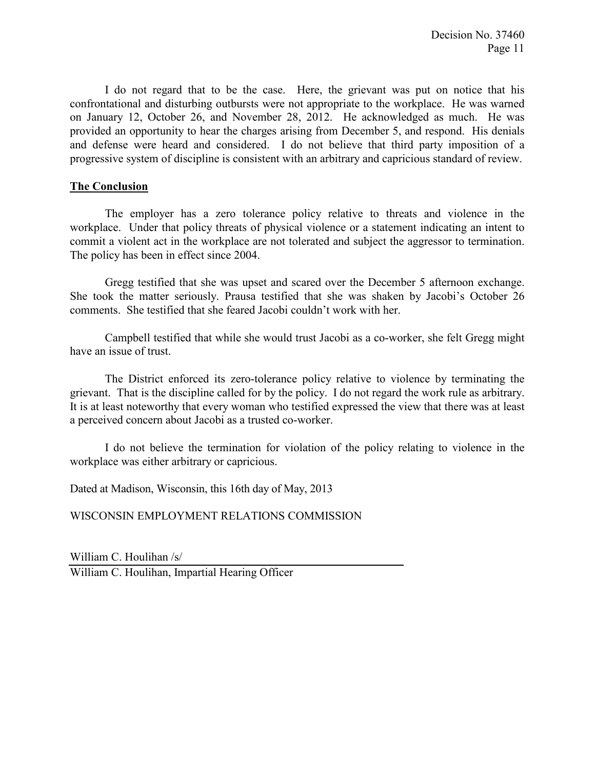I do not regard that to be the case. Here, the grievant was put on notice that his confrontational and disturbing outbursts were not appropriate to the workplace. He was warned on January 12, October 26, and November 28, 2012. He acknowledged as much. He was provided an opportunity to hear the charges arising from December 5, and respond. His denials and defense were heard and considered. I do not believe that third party imposition of a progressive system of discipline is consistent with an arbitrary and capricious standard of review.

## The Conclusion

The employer has a zero tolerance policy relative to threats and violence in the workplace. Under that policy threats of physical violence or a statement indicating an intent to commit a violent act in the workplace are not tolerated and subject the aggressor to termination. The policy has been in effect since 2004.

Gregg testified that she was upset and scared over the December 5 afternoon exchange. She took the matter seriously. Prausa testified that she was shaken by Jacobi's October 26 comments. She testified that she feared Jacobi couldn't work with her.

Campbell testified that while she would trust Jacobi as a co-worker, she felt Gregg might have an issue of trust.

The District enforced its zero-tolerance policy relative to violence by terminating the grievant. That is the discipline called for by the policy. I do not regard the work rule as arbitrary. It is at least noteworthy that every woman who testified expressed the view that there was at least a perceived concern about Jacobi as a trusted co-worker.

I do not believe the termination for violation of the policy relating to violence in the workplace was either arbitrary or capricious.

Dated at Madison, Wisconsin, this 16th day of May, 2013

WISCONSIN EMPLOYMENT RELATIONS COMMISSION

William C. Houlihan /s/

William C. Houlihan, Impartial Hearing Officer